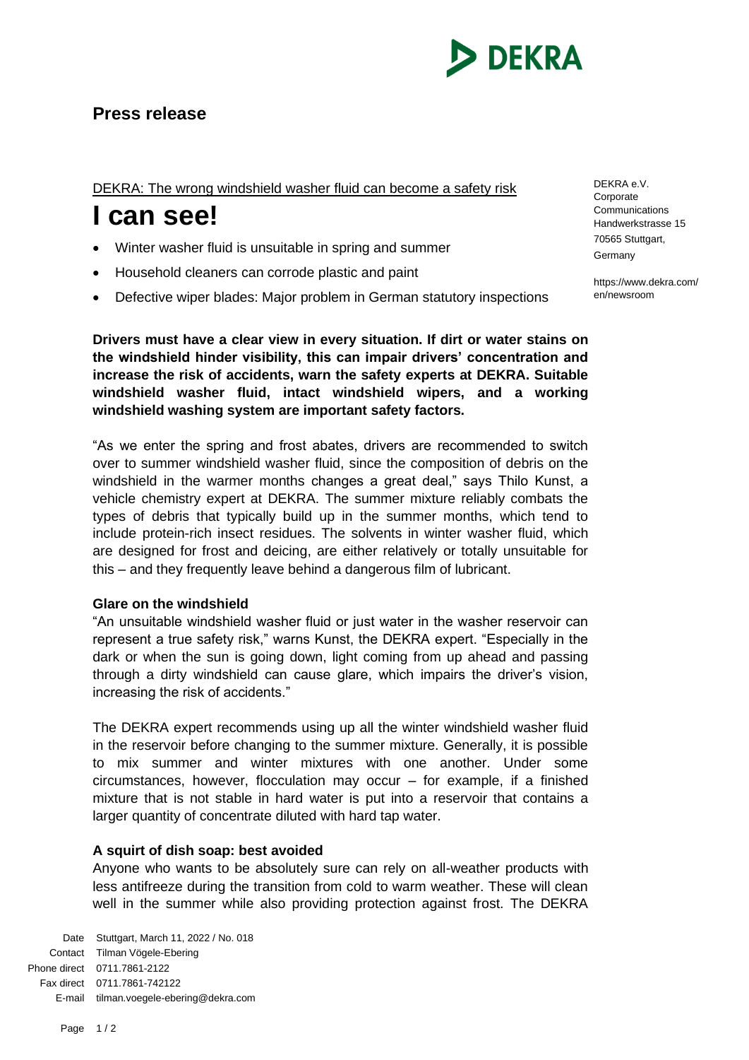**Press release**

DEKRA: The wrong windshield washer fluid can become a safety risk

# I can see!

- Winter washer fluid is unsuitable in spring and summer
- Household cleaners can corrode plastic and paint
- Defective wiper blades: Major problem in German statutory inspections

DEKRA e.V.
Corporate
Communications
Handwerkstrasse 15
70565 Stuttgart,
Germany

https://www.dekra.com/en/newsroom

**Drivers must have a clear view in every situation. If dirt or water stains on the windshield hinder visibility, this can impair drivers' concentration and increase the risk of accidents, warn the safety experts at DEKRA. Suitable windshield washer fluid, intact windshield wipers, and a working windshield washing system are important safety factors.**

"As we enter the spring and frost abates, drivers are recommended to switch over to summer windshield washer fluid, since the composition of debris on the windshield in the warmer months changes a great deal," says Thilo Kunst, a vehicle chemistry expert at DEKRA. The summer mixture reliably combats the types of debris that typically build up in the summer months, which tend to include protein-rich insect residues. The solvents in winter washer fluid, which are designed for frost and deicing, are either relatively or totally unsuitable for this – and they frequently leave behind a dangerous film of lubricant.

**Glare on the windshield**

"An unsuitable windshield washer fluid or just water in the washer reservoir can represent a true safety risk," warns Kunst, the DEKRA expert. "Especially in the dark or when the sun is going down, light coming from up ahead and passing through a dirty windshield can cause glare, which impairs the driver's vision, increasing the risk of accidents."

The DEKRA expert recommends using up all the winter windshield washer fluid in the reservoir before changing to the summer mixture. Generally, it is possible to mix summer and winter mixtures with one another. Under some circumstances, however, flocculation may occur – for example, if a finished mixture that is not stable in hard water is put into a reservoir that contains a larger quantity of concentrate diluted with hard tap water.

**A squirt of dish soap: best avoided**

Anyone who wants to be absolutely sure can rely on all-weather products with less antifreeze during the transition from cold to warm weather. These will clean well in the summer while also providing protection against frost. The DEKRA

Date Stuttgart, March 11, 2022 / No. 018
Contact Tilman Vögele-Ebering
Phone direct 0711.7861-2122
Fax direct 0711.7861-742122
E-mail tilman.voegele-ebering@dekra.com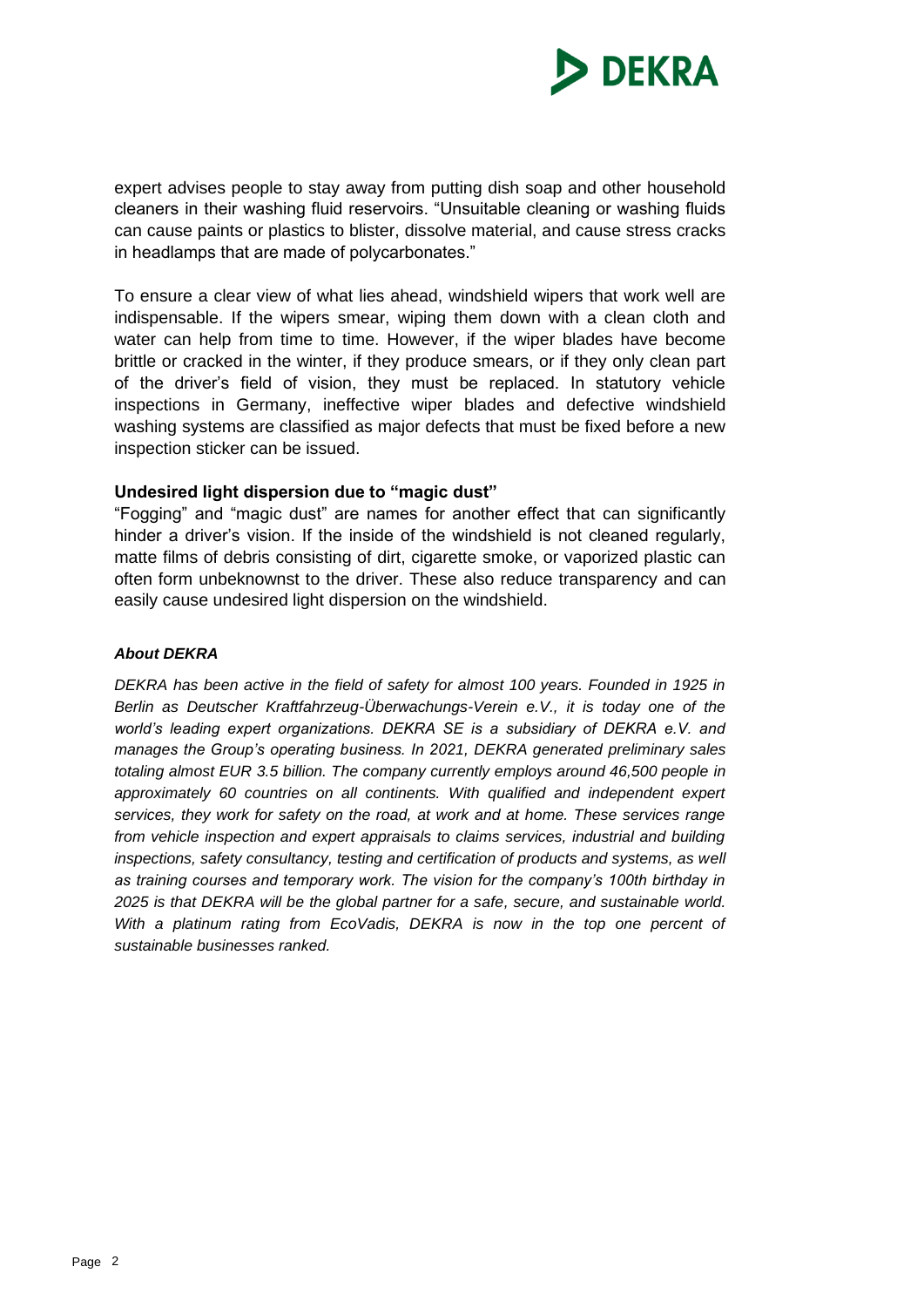expert advises people to stay away from putting dish soap and other household cleaners in their washing fluid reservoirs. “Unsuitable cleaning or washing fluids can cause paints or plastics to blister, dissolve material, and cause stress cracks in headlamps that are made of polycarbonates.”

To ensure a clear view of what lies ahead, windshield wipers that work well are indispensable. If the wipers smear, wiping them down with a clean cloth and water can help from time to time. However, if the wiper blades have become brittle or cracked in the winter, if they produce smears, or if they only clean part of the driver’s field of vision, they must be replaced. In statutory vehicle inspections in Germany, ineffective wiper blades and defective windshield washing systems are classified as major defects that must be fixed before a new inspection sticker can be issued.

**Undesired light dispersion due to “magic dust”**

“Fogging” and “magic dust” are names for another effect that can significantly hinder a driver’s vision. If the inside of the windshield is not cleaned regularly, matte films of debris consisting of dirt, cigarette smoke, or vaporized plastic can often form unbeknownst to the driver. These also reduce transparency and can easily cause undesired light dispersion on the windshield.

***About DEKRA***

*DEKRA has been active in the field of safety for almost 100 years. Founded in 1925 in Berlin as Deutscher Kraftfahrzeug-Überwachungs-Verein e.V., it is today one of the world’s leading expert organizations. DEKRA SE is a subsidiary of DEKRA e.V. and manages the Group’s operating business. In 2021, DEKRA generated preliminary sales totaling almost EUR 3.5 billion. The company currently employs around 46,500 people in approximately 60 countries on all continents. With qualified and independent expert services, they work for safety on the road, at work and at home. These services range from vehicle inspection and expert appraisals to claims services, industrial and building inspections, safety consultancy, testing and certification of products and systems, as well as training courses and temporary work. The vision for the company’s 100th birthday in 2025 is that DEKRA will be the global partner for a safe, secure, and sustainable world. With a platinum rating from EcoVadis, DEKRA is now in the top one percent of sustainable businesses ranked.*